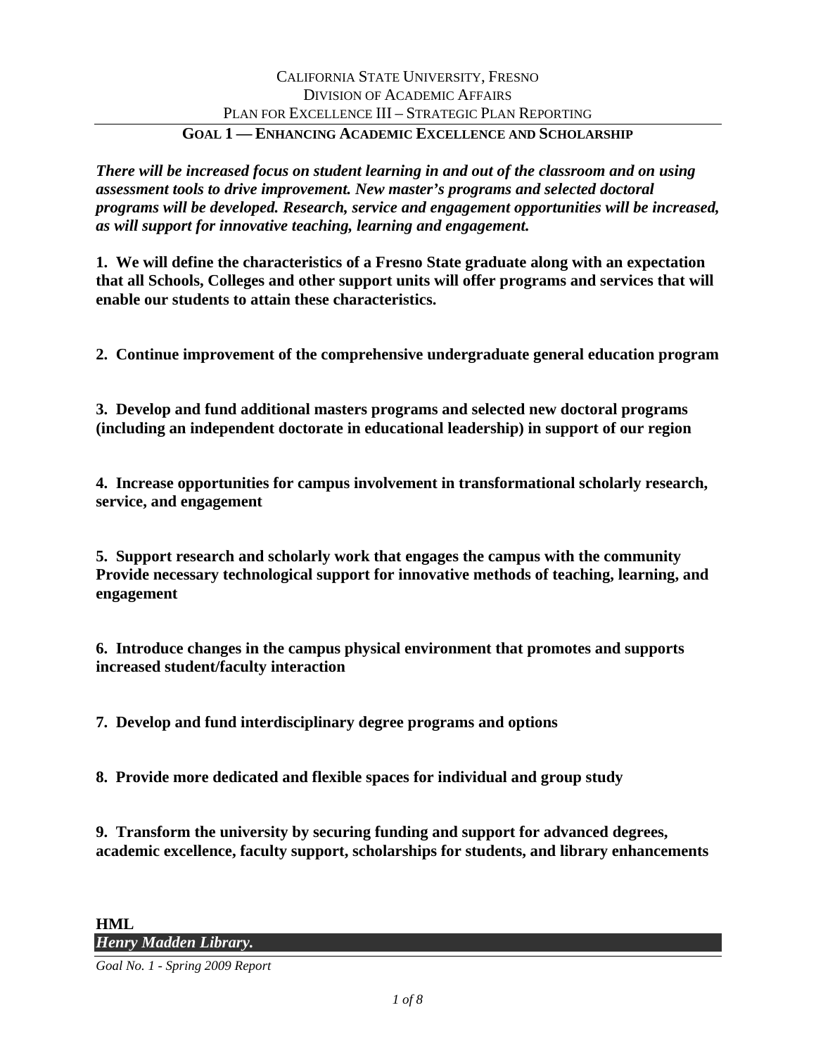CALIFORNIA STATE UNIVERSITY, FRESNO
DIVISION OF ACADEMIC AFFAIRS
PLAN FOR EXCELLENCE III – STRATEGIC PLAN REPORTING

## GOAL 1 — ENHANCING ACADEMIC EXCELLENCE AND SCHOLARSHIP

***There will be increased focus on student learning in and out of the classroom and on using assessment tools to drive improvement. New master's programs and selected doctoral programs will be developed. Research, service and engagement opportunities will be increased, as will support for innovative teaching, learning and engagement.***

**1. We will define the characteristics of a Fresno State graduate along with an expectation that all Schools, Colleges and other support units will offer programs and services that will enable our students to attain these characteristics.**

**2. Continue improvement of the comprehensive undergraduate general education program**

**3. Develop and fund additional masters programs and selected new doctoral programs (including an independent doctorate in educational leadership) in support of our region**

**4. Increase opportunities for campus involvement in transformational scholarly research, service, and engagement**

**5. Support research and scholarly work that engages the campus with the community Provide necessary technological support for innovative methods of teaching, learning, and engagement**

**6. Introduce changes in the campus physical environment that promotes and supports increased student/faculty interaction**

**7. Develop and fund interdisciplinary degree programs and options**

**8. Provide more dedicated and flexible spaces for individual and group study**

**9. Transform the university by securing funding and support for advanced degrees, academic excellence, faculty support, scholarships for students, and library enhancements**

**HML**

***Henry Madden Library.***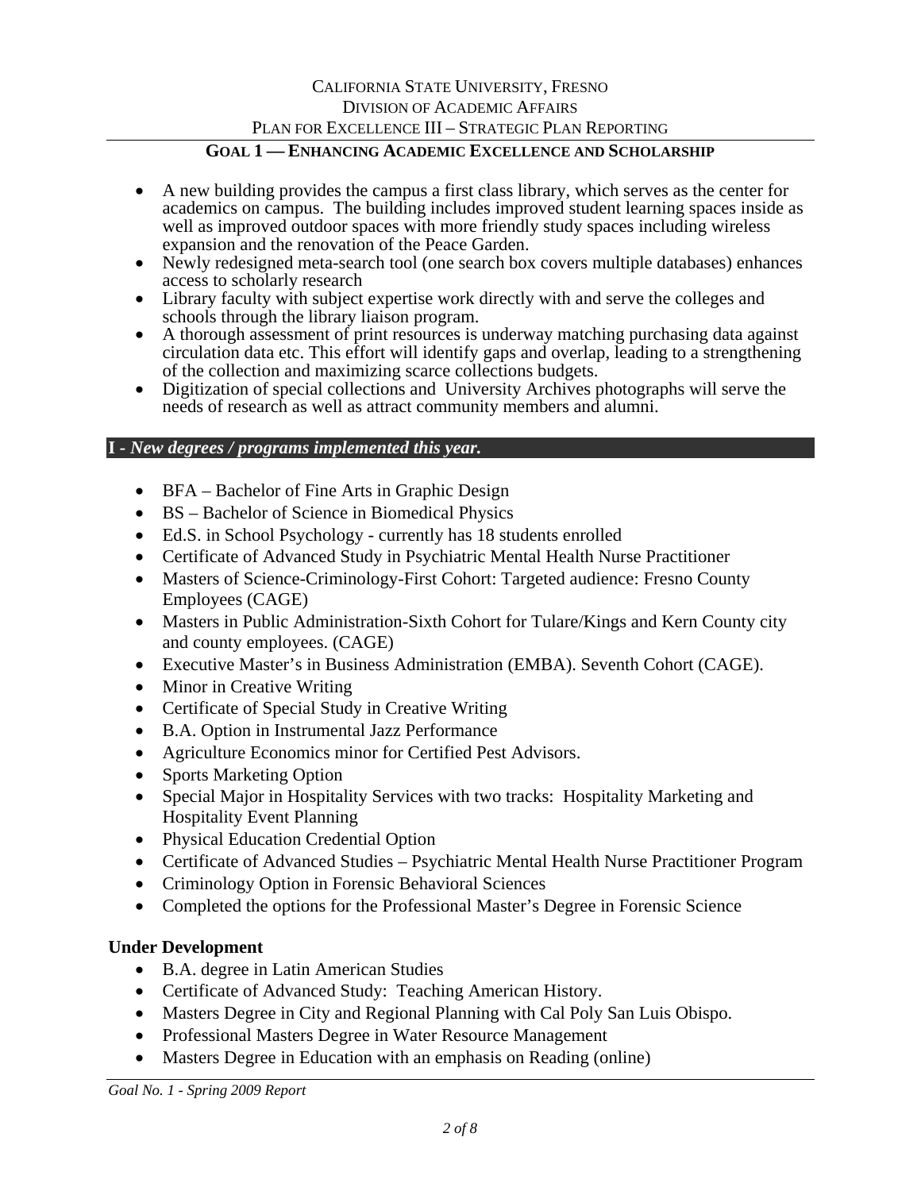CALIFORNIA STATE UNIVERSITY, FRESNO
DIVISION OF ACADEMIC AFFAIRS
PLAN FOR EXCELLENCE III – STRATEGIC PLAN REPORTING

## GOAL 1 — ENHANCING ACADEMIC EXCELLENCE AND SCHOLARSHIP

- A new building provides the campus a first class library, which serves as the center for academics on campus. The building includes improved student learning spaces inside as well as improved outdoor spaces with more friendly study spaces including wireless expansion and the renovation of the Peace Garden.
- Newly redesigned meta-search tool (one search box covers multiple databases) enhances access to scholarly research
- Library faculty with subject expertise work directly with and serve the colleges and schools through the library liaison program.
- A thorough assessment of print resources is underway matching purchasing data against circulation data etc. This effort will identify gaps and overlap, leading to a strengthening of the collection and maximizing scarce collections budgets.
- Digitization of special collections and University Archives photographs will serve the needs of research as well as attract community members and alumni.

### I - *New degrees / programs implemented this year.*

- BFA – Bachelor of Fine Arts in Graphic Design
- BS – Bachelor of Science in Biomedical Physics
- Ed.S. in School Psychology - currently has 18 students enrolled
- Certificate of Advanced Study in Psychiatric Mental Health Nurse Practitioner
- Masters of Science-Criminology-First Cohort: Targeted audience: Fresno County Employees (CAGE)
- Masters in Public Administration-Sixth Cohort for Tulare/Kings and Kern County city and county employees. (CAGE)
- Executive Master's in Business Administration (EMBA). Seventh Cohort (CAGE).
- Minor in Creative Writing
- Certificate of Special Study in Creative Writing
- B.A. Option in Instrumental Jazz Performance
- Agriculture Economics minor for Certified Pest Advisors.
- Sports Marketing Option
- Special Major in Hospitality Services with two tracks: Hospitality Marketing and Hospitality Event Planning
- Physical Education Credential Option
- Certificate of Advanced Studies – Psychiatric Mental Health Nurse Practitioner Program
- Criminology Option in Forensic Behavioral Sciences
- Completed the options for the Professional Master's Degree in Forensic Science

**Under Development**

- B.A. degree in Latin American Studies
- Certificate of Advanced Study: Teaching American History.
- Masters Degree in City and Regional Planning with Cal Poly San Luis Obispo.
- Professional Masters Degree in Water Resource Management
- Masters Degree in Education with an emphasis on Reading (online)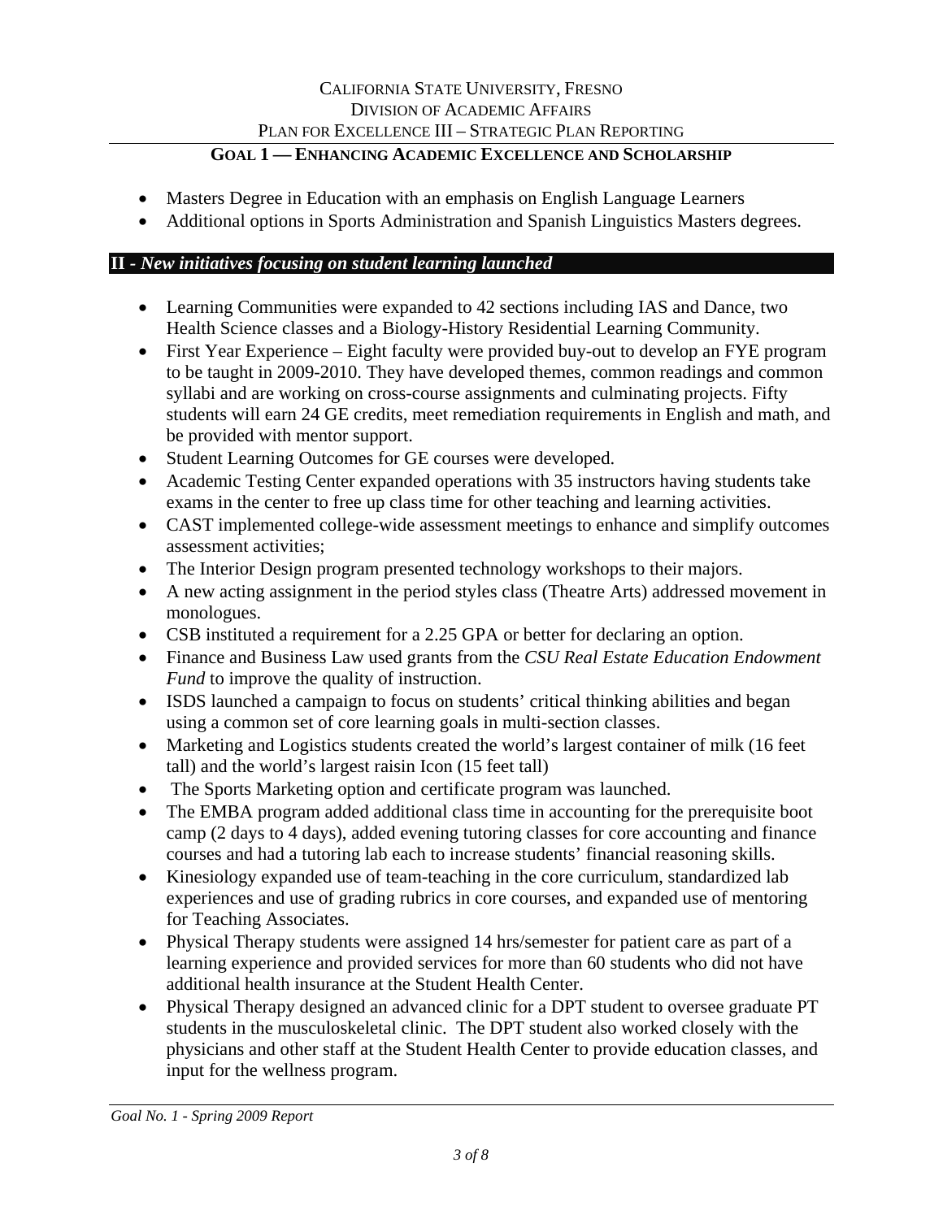- Masters Degree in Education with an emphasis on English Language Learners
- Additional options in Sports Administration and Spanish Linguistics Masters degrees.

## II - *New initiatives focusing on student learning launched*

- Learning Communities were expanded to 42 sections including IAS and Dance, two Health Science classes and a Biology-History Residential Learning Community.
- First Year Experience – Eight faculty were provided buy-out to develop an FYE program to be taught in 2009-2010. They have developed themes, common readings and common syllabi and are working on cross-course assignments and culminating projects. Fifty students will earn 24 GE credits, meet remediation requirements in English and math, and be provided with mentor support.
- Student Learning Outcomes for GE courses were developed.
- Academic Testing Center expanded operations with 35 instructors having students take exams in the center to free up class time for other teaching and learning activities.
- CAST implemented college-wide assessment meetings to enhance and simplify outcomes assessment activities;
- The Interior Design program presented technology workshops to their majors.
- A new acting assignment in the period styles class (Theatre Arts) addressed movement in monologues.
- CSB instituted a requirement for a 2.25 GPA or better for declaring an option.
- Finance and Business Law used grants from the *CSU Real Estate Education Endowment Fund* to improve the quality of instruction.
- ISDS launched a campaign to focus on students' critical thinking abilities and began using a common set of core learning goals in multi-section classes.
- Marketing and Logistics students created the world's largest container of milk (16 feet tall) and the world's largest raisin Icon (15 feet tall)
- The Sports Marketing option and certificate program was launched.
- The EMBA program added additional class time in accounting for the prerequisite boot camp (2 days to 4 days), added evening tutoring classes for core accounting and finance courses and had a tutoring lab each to increase students' financial reasoning skills.
- Kinesiology expanded use of team-teaching in the core curriculum, standardized lab experiences and use of grading rubrics in core courses, and expanded use of mentoring for Teaching Associates.
- Physical Therapy students were assigned 14 hrs/semester for patient care as part of a learning experience and provided services for more than 60 students who did not have additional health insurance at the Student Health Center.
- Physical Therapy designed an advanced clinic for a DPT student to oversee graduate PT students in the musculoskeletal clinic. The DPT student also worked closely with the physicians and other staff at the Student Health Center to provide education classes, and input for the wellness program.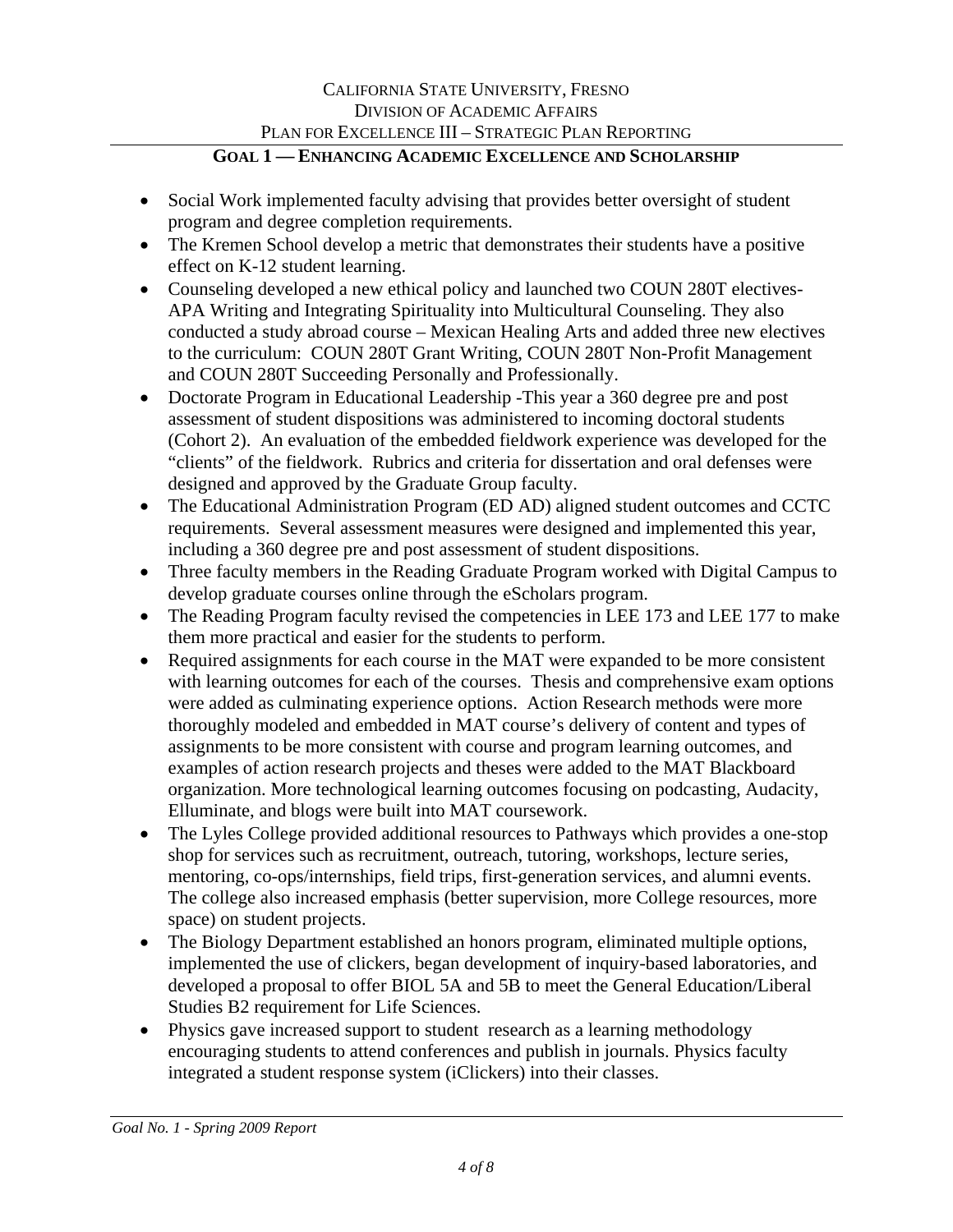## GOAL 1 — ENHANCING ACADEMIC EXCELLENCE AND SCHOLARSHIP

- Social Work implemented faculty advising that provides better oversight of student program and degree completion requirements.
- The Kremen School develop a metric that demonstrates their students have a positive effect on K-12 student learning.
- Counseling developed a new ethical policy and launched two COUN 280T electives- APA Writing and Integrating Spirituality into Multicultural Counseling. They also conducted a study abroad course – Mexican Healing Arts and added three new electives to the curriculum: COUN 280T Grant Writing, COUN 280T Non-Profit Management and COUN 280T Succeeding Personally and Professionally.
- Doctorate Program in Educational Leadership -This year a 360 degree pre and post assessment of student dispositions was administered to incoming doctoral students (Cohort 2). An evaluation of the embedded fieldwork experience was developed for the "clients" of the fieldwork. Rubrics and criteria for dissertation and oral defenses were designed and approved by the Graduate Group faculty.
- The Educational Administration Program (ED AD) aligned student outcomes and CCTC requirements. Several assessment measures were designed and implemented this year, including a 360 degree pre and post assessment of student dispositions.
- Three faculty members in the Reading Graduate Program worked with Digital Campus to develop graduate courses online through the eScholars program.
- The Reading Program faculty revised the competencies in LEE 173 and LEE 177 to make them more practical and easier for the students to perform.
- Required assignments for each course in the MAT were expanded to be more consistent with learning outcomes for each of the courses. Thesis and comprehensive exam options were added as culminating experience options. Action Research methods were more thoroughly modeled and embedded in MAT course's delivery of content and types of assignments to be more consistent with course and program learning outcomes, and examples of action research projects and theses were added to the MAT Blackboard organization. More technological learning outcomes focusing on podcasting, Audacity, Elluminate, and blogs were built into MAT coursework.
- The Lyles College provided additional resources to Pathways which provides a one-stop shop for services such as recruitment, outreach, tutoring, workshops, lecture series, mentoring, co-ops/internships, field trips, first-generation services, and alumni events. The college also increased emphasis (better supervision, more College resources, more space) on student projects.
- The Biology Department established an honors program, eliminated multiple options, implemented the use of clickers, began development of inquiry-based laboratories, and developed a proposal to offer BIOL 5A and 5B to meet the General Education/Liberal Studies B2 requirement for Life Sciences.
- Physics gave increased support to student research as a learning methodology encouraging students to attend conferences and publish in journals. Physics faculty integrated a student response system (iClickers) into their classes.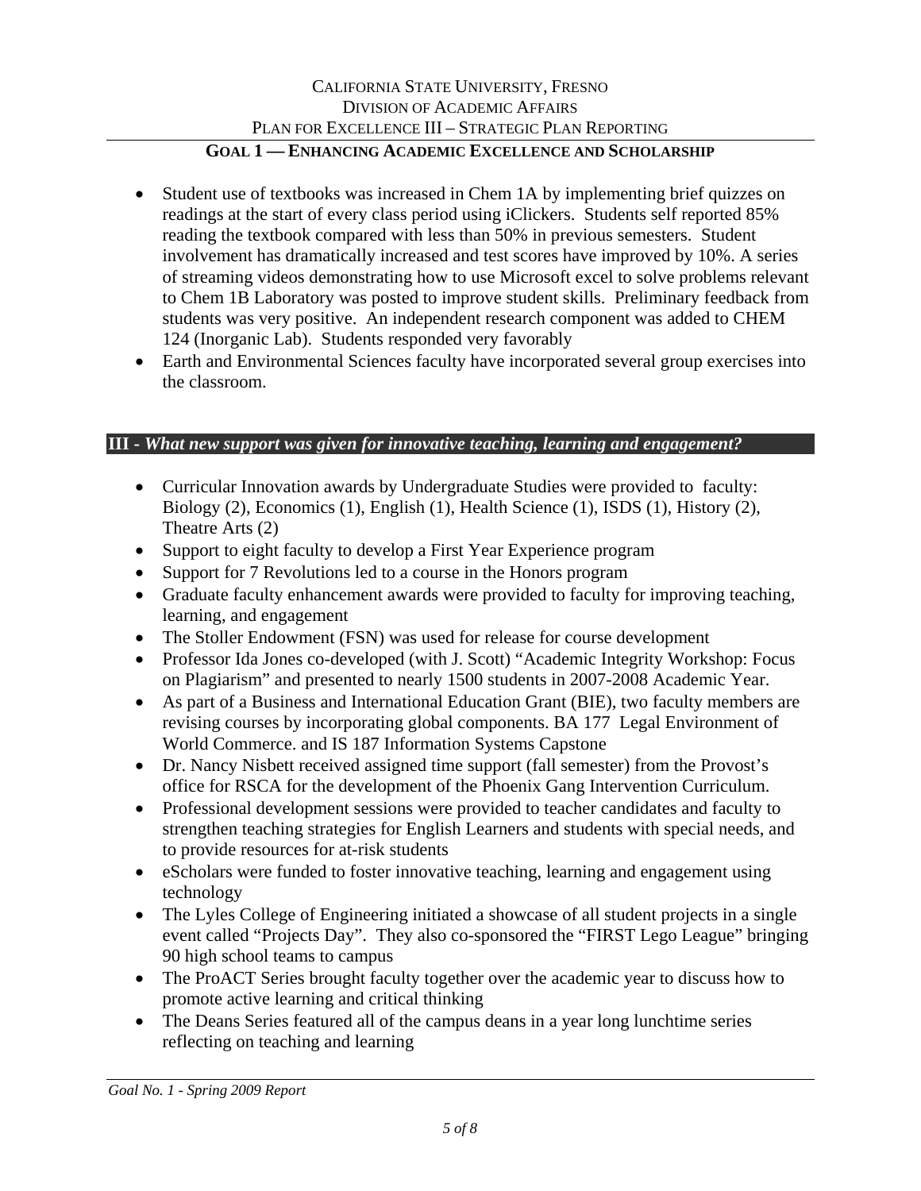- Student use of textbooks was increased in Chem 1A by implementing brief quizzes on readings at the start of every class period using iClickers. Students self reported 85% reading the textbook compared with less than 50% in previous semesters. Student involvement has dramatically increased and test scores have improved by 10%. A series of streaming videos demonstrating how to use Microsoft excel to solve problems relevant to Chem 1B Laboratory was posted to improve student skills. Preliminary feedback from students was very positive. An independent research component was added to CHEM 124 (Inorganic Lab). Students responded very favorably
- Earth and Environmental Sciences faculty have incorporated several group exercises into the classroom.

### III - *What new support was given for innovative teaching, learning and engagement?*

- Curricular Innovation awards by Undergraduate Studies were provided to faculty: Biology (2), Economics (1), English (1), Health Science (1), ISDS (1), History (2), Theatre Arts (2)
- Support to eight faculty to develop a First Year Experience program
- Support for 7 Revolutions led to a course in the Honors program
- Graduate faculty enhancement awards were provided to faculty for improving teaching, learning, and engagement
- The Stoller Endowment (FSN) was used for release for course development
- Professor Ida Jones co-developed (with J. Scott) "Academic Integrity Workshop: Focus on Plagiarism" and presented to nearly 1500 students in 2007-2008 Academic Year.
- As part of a Business and International Education Grant (BIE), two faculty members are revising courses by incorporating global components. BA 177 Legal Environment of World Commerce. and IS 187 Information Systems Capstone
- Dr. Nancy Nisbett received assigned time support (fall semester) from the Provost's office for RSCA for the development of the Phoenix Gang Intervention Curriculum.
- Professional development sessions were provided to teacher candidates and faculty to strengthen teaching strategies for English Learners and students with special needs, and to provide resources for at-risk students
- eScholars were funded to foster innovative teaching, learning and engagement using technology
- The Lyles College of Engineering initiated a showcase of all student projects in a single event called "Projects Day". They also co-sponsored the "FIRST Lego League" bringing 90 high school teams to campus
- The ProACT Series brought faculty together over the academic year to discuss how to promote active learning and critical thinking
- The Deans Series featured all of the campus deans in a year long lunchtime series reflecting on teaching and learning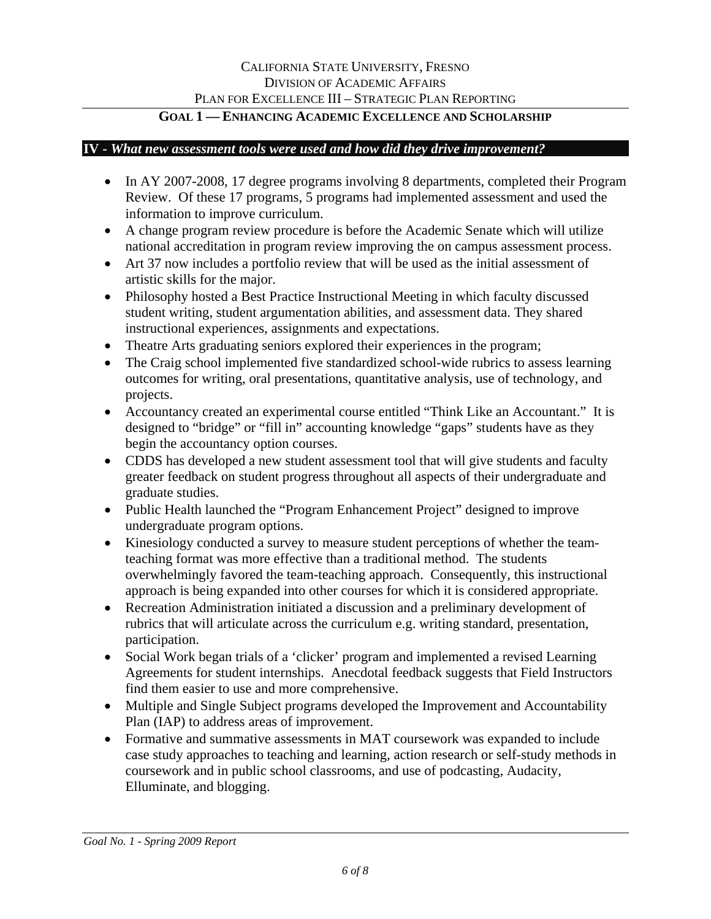## IV - *What new assessment tools were used and how did they drive improvement?*

- In AY 2007-2008, 17 degree programs involving 8 departments, completed their Program Review. Of these 17 programs, 5 programs had implemented assessment and used the information to improve curriculum.
- A change program review procedure is before the Academic Senate which will utilize national accreditation in program review improving the on campus assessment process.
- Art 37 now includes a portfolio review that will be used as the initial assessment of artistic skills for the major.
- Philosophy hosted a Best Practice Instructional Meeting in which faculty discussed student writing, student argumentation abilities, and assessment data. They shared instructional experiences, assignments and expectations.
- Theatre Arts graduating seniors explored their experiences in the program;
- The Craig school implemented five standardized school-wide rubrics to assess learning outcomes for writing, oral presentations, quantitative analysis, use of technology, and projects.
- Accountancy created an experimental course entitled "Think Like an Accountant." It is designed to "bridge" or "fill in" accounting knowledge "gaps" students have as they begin the accountancy option courses.
- CDDS has developed a new student assessment tool that will give students and faculty greater feedback on student progress throughout all aspects of their undergraduate and graduate studies.
- Public Health launched the "Program Enhancement Project" designed to improve undergraduate program options.
- Kinesiology conducted a survey to measure student perceptions of whether the team-teaching format was more effective than a traditional method. The students overwhelmingly favored the team-teaching approach. Consequently, this instructional approach is being expanded into other courses for which it is considered appropriate.
- Recreation Administration initiated a discussion and a preliminary development of rubrics that will articulate across the curriculum e.g. writing standard, presentation, participation.
- Social Work began trials of a 'clicker' program and implemented a revised Learning Agreements for student internships. Anecdotal feedback suggests that Field Instructors find them easier to use and more comprehensive.
- Multiple and Single Subject programs developed the Improvement and Accountability Plan (IAP) to address areas of improvement.
- Formative and summative assessments in MAT coursework was expanded to include case study approaches to teaching and learning, action research or self-study methods in coursework and in public school classrooms, and use of podcasting, Audacity, Elluminate, and blogging.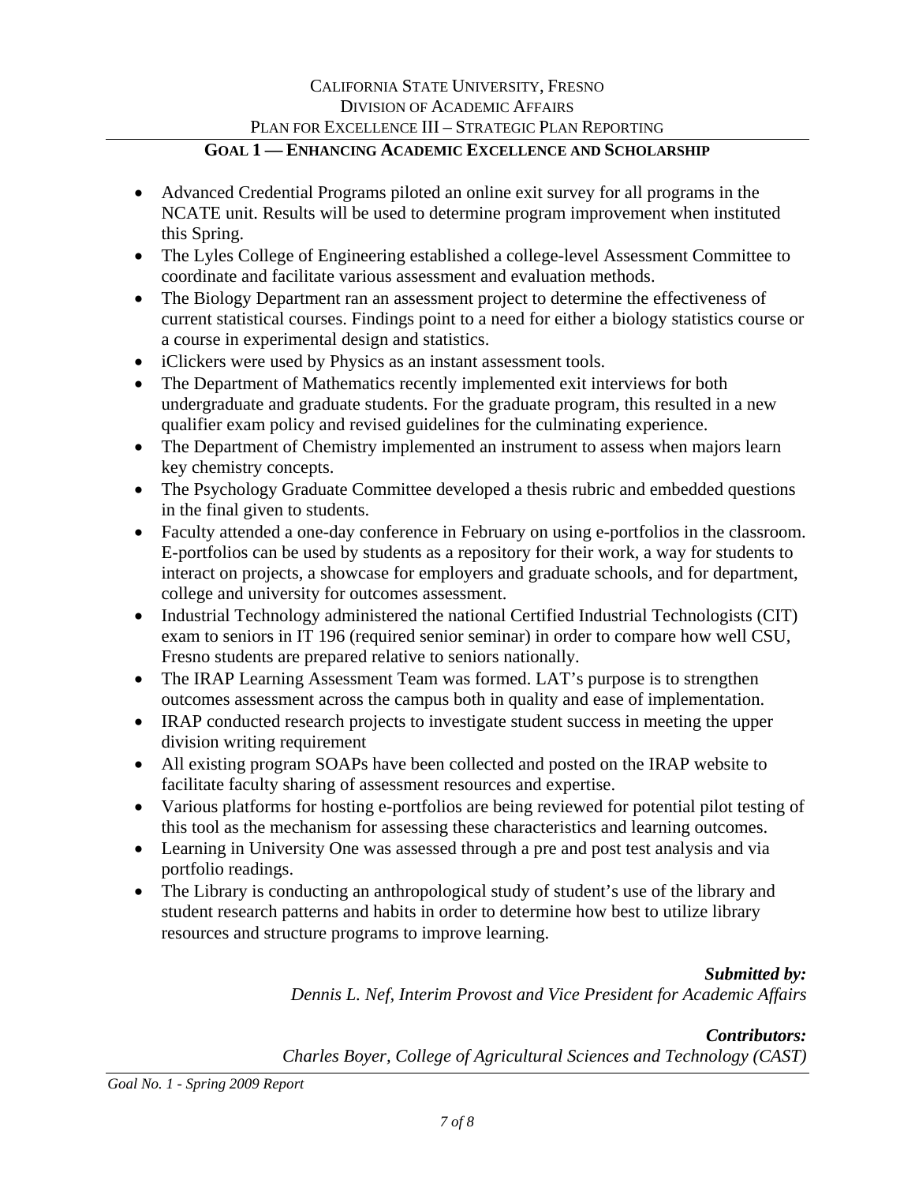- Advanced Credential Programs piloted an online exit survey for all programs in the NCATE unit. Results will be used to determine program improvement when instituted this Spring.
- The Lyles College of Engineering established a college-level Assessment Committee to coordinate and facilitate various assessment and evaluation methods.
- The Biology Department ran an assessment project to determine the effectiveness of current statistical courses. Findings point to a need for either a biology statistics course or a course in experimental design and statistics.
- iClickers were used by Physics as an instant assessment tools.
- The Department of Mathematics recently implemented exit interviews for both undergraduate and graduate students. For the graduate program, this resulted in a new qualifier exam policy and revised guidelines for the culminating experience.
- The Department of Chemistry implemented an instrument to assess when majors learn key chemistry concepts.
- The Psychology Graduate Committee developed a thesis rubric and embedded questions in the final given to students.
- Faculty attended a one-day conference in February on using e-portfolios in the classroom. E-portfolios can be used by students as a repository for their work, a way for students to interact on projects, a showcase for employers and graduate schools, and for department, college and university for outcomes assessment.
- Industrial Technology administered the national Certified Industrial Technologists (CIT) exam to seniors in IT 196 (required senior seminar) in order to compare how well CSU, Fresno students are prepared relative to seniors nationally.
- The IRAP Learning Assessment Team was formed. LAT's purpose is to strengthen outcomes assessment across the campus both in quality and ease of implementation.
- IRAP conducted research projects to investigate student success in meeting the upper division writing requirement
- All existing program SOAPs have been collected and posted on the IRAP website to facilitate faculty sharing of assessment resources and expertise.
- Various platforms for hosting e-portfolios are being reviewed for potential pilot testing of this tool as the mechanism for assessing these characteristics and learning outcomes.
- Learning in University One was assessed through a pre and post test analysis and via portfolio readings.
- The Library is conducting an anthropological study of student's use of the library and student research patterns and habits in order to determine how best to utilize library resources and structure programs to improve learning.

***Submitted by:***
*Dennis L. Nef, Interim Provost and Vice President for Academic Affairs*

***Contributors:***
*Charles Boyer, College of Agricultural Sciences and Technology (CAST)*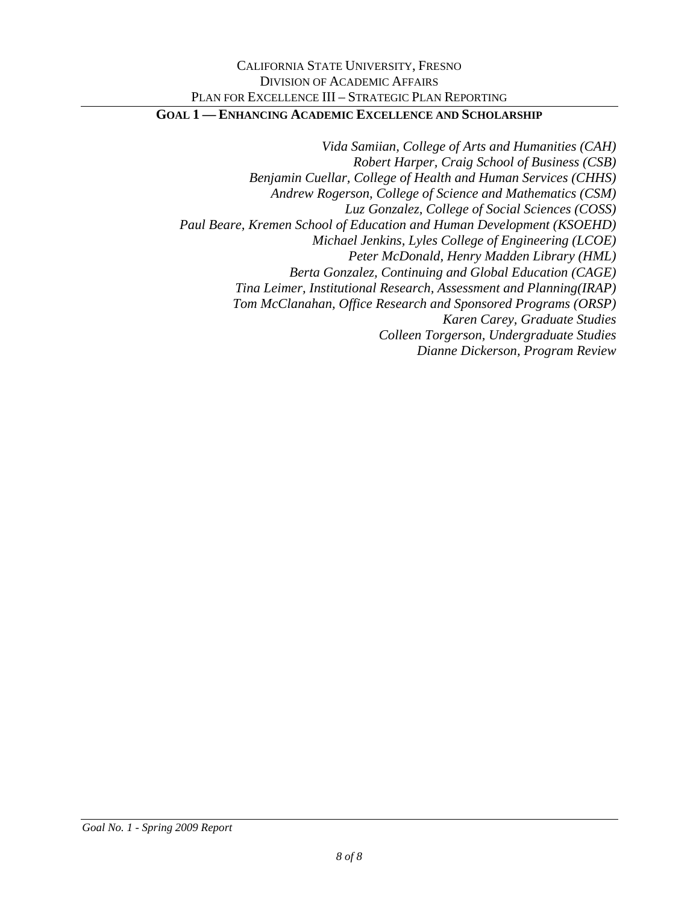CALIFORNIA STATE UNIVERSITY, FRESNO
DIVISION OF ACADEMIC AFFAIRS
PLAN FOR EXCELLENCE III – STRATEGIC PLAN REPORTING

**GOAL 1 — ENHANCING ACADEMIC EXCELLENCE AND SCHOLARSHIP**

*Vida Samiian, College of Arts and Humanities (CAH)*
*Robert Harper, Craig School of Business (CSB)*
*Benjamin Cuellar, College of Health and Human Services (CHHS)*
*Andrew Rogerson, College of Science and Mathematics (CSM)*
*Luz Gonzalez, College of Social Sciences (COSS)*
*Paul Beare, Kremen School of Education and Human Development (KSOEHD)*
*Michael Jenkins, Lyles College of Engineering (LCOE)*
*Peter McDonald, Henry Madden Library (HML)*
*Berta Gonzalez, Continuing and Global Education (CAGE)*
*Tina Leimer, Institutional Research, Assessment and Planning(IRAP)*
*Tom McClanahan, Office Research and Sponsored Programs (ORSP)*
*Karen Carey, Graduate Studies*
*Colleen Torgerson, Undergraduate Studies*
*Dianne Dickerson, Program Review*